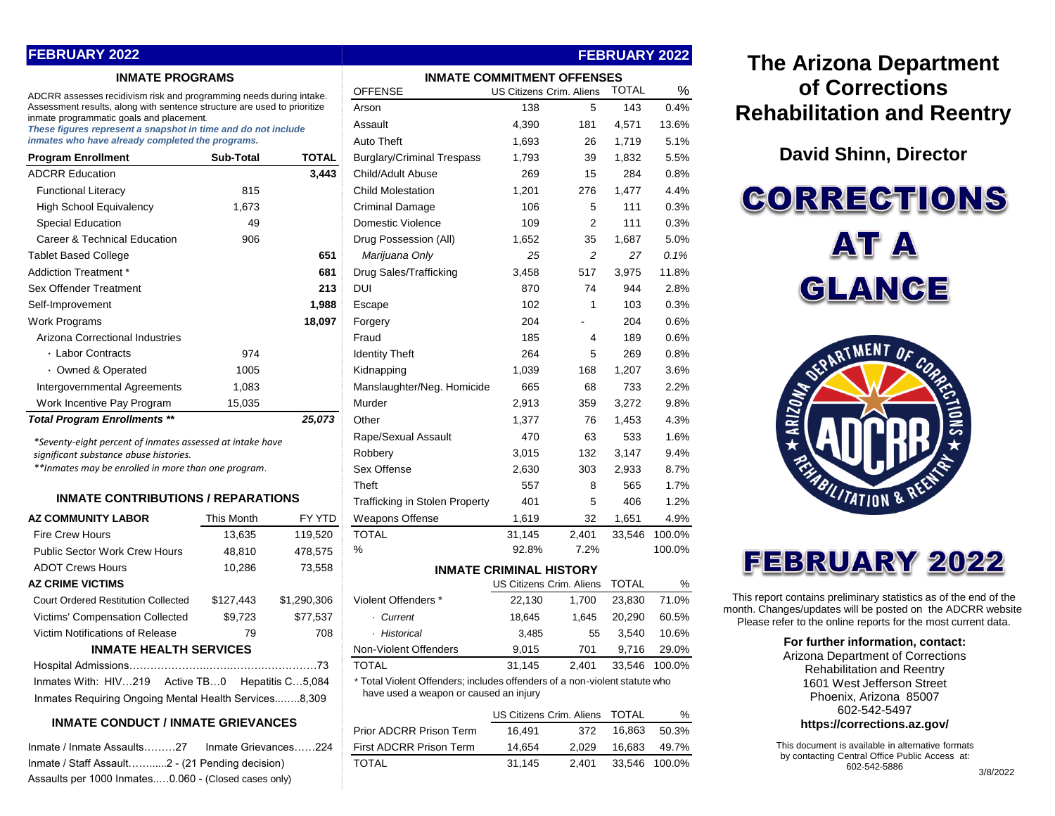## FEBRUARY 2022

### INMATE PROGRAMS

ADCRR assesses recidivism risk and programming needs during intake. Assessment results, along with sentence structure are used to prioritize inmate programmatic goals and placement.

***These figures represent a snapshot in time and do not include inmates who have already completed the programs.***

| Program Enrollment | Sub-Total | TOTAL |
|---|---|---|
| ADCRR Education | | 3,443 |
| Functional Literacy | 815 | |
| High School Equivalency | 1,673 | |
| Special Education | 49 | |
| Career & Technical Education | 906 | |
| Tablet Based College | | 651 |
| Addiction Treatment * | | 681 |
| Sex Offender Treatment | | 213 |
| Self-Improvement | | 1,988 |
| Work Programs | | 18,097 |
| Arizona Correctional Industries | | |
| · Labor Contracts | 974 | |
| · Owned & Operated | 1005 | |
| Intergovernmental Agreements | 1,083 | |
| Work Incentive Pay Program | 15,035 | |
| ***Total Program Enrollments \*\**** | | ***25,073*** |

*\*Seventy-eight percent of inmates assessed at intake have significant substance abuse histories.*

*\*\*Inmates may be enrolled in more than one program.*

### INMATE CONTRIBUTIONS / REPARATIONS

| AZ COMMUNITY LABOR | This Month | FY YTD |
|---|---|---|
| Fire Crew Hours | 13,635 | 119,520 |
| Public Sector Work Crew Hours | 48,810 | 478,575 |
| ADOT Crews Hours | 10,286 | 73,558 |
| **AZ CRIME VICTIMS** | | |
| Court Ordered Restitution Collected | $127,443 | $1,290,306 |
| Victims' Compensation Collected | $9,723 | $77,537 |
| Victim Notifications of Release | 79 | 708 |

### INMATE HEALTH SERVICES

Hospital Admissions……………………………………………73

Inmates With: HIV…219 Active TB…0 Hepatitis C…5,084

Inmates Requiring Ongoing Mental Health Services...……8,309

### INMATE CONDUCT / INMATE GRIEVANCES

Inmate / Inmate Assaults………27 Inmate Grievances……224

Inmate / Staff Assault……......2 - (21 Pending decision)

Assaults per 1000 Inmates..…0.060 - (Closed cases only)

### INMATE COMMITMENT OFFENSES

| OFFENSE | US Citizens | Crim. Aliens | TOTAL | % |
|---|---|---|---|---|
| Arson | 138 | 5 | 143 | 0.4% |
| Assault | 4,390 | 181 | 4,571 | 13.6% |
| Auto Theft | 1,693 | 26 | 1,719 | 5.1% |
| Burglary/Criminal Trespass | 1,793 | 39 | 1,832 | 5.5% |
| Child/Adult Abuse | 269 | 15 | 284 | 0.8% |
| Child Molestation | 1,201 | 276 | 1,477 | 4.4% |
| Criminal Damage | 106 | 5 | 111 | 0.3% |
| Domestic Violence | 109 | 2 | 111 | 0.3% |
| Drug Possession (All) | 1,652 | 35 | 1,687 | 5.0% |
| *Marijuana Only* | *25* | *2* | *27* | *0.1%* |
| Drug Sales/Trafficking | 3,458 | 517 | 3,975 | 11.8% |
| DUI | 870 | 74 | 944 | 2.8% |
| Escape | 102 | 1 | 103 | 0.3% |
| Forgery | 204 | - | 204 | 0.6% |
| Fraud | 185 | 4 | 189 | 0.6% |
| Identity Theft | 264 | 5 | 269 | 0.8% |
| Kidnapping | 1,039 | 168 | 1,207 | 3.6% |
| Manslaughter/Neg. Homicide | 665 | 68 | 733 | 2.2% |
| Murder | 2,913 | 359 | 3,272 | 9.8% |
| Other | 1,377 | 76 | 1,453 | 4.3% |
| Rape/Sexual Assault | 470 | 63 | 533 | 1.6% |
| Robbery | 3,015 | 132 | 3,147 | 9.4% |
| Sex Offense | 2,630 | 303 | 2,933 | 8.7% |
| Theft | 557 | 8 | 565 | 1.7% |
| Trafficking in Stolen Property | 401 | 5 | 406 | 1.2% |
| Weapons Offense | 1,619 | 32 | 1,651 | 4.9% |
| TOTAL | 31,145 | 2,401 | 33,546 | 100.0% |
| % | 92.8% | 7.2% | | 100.0% |

### INMATE CRIMINAL HISTORY

| | US Citizens | Crim. Aliens | TOTAL | % |
|---|---|---|---|---|
| Violent Offenders * | 22,130 | 1,700 | 23,830 | 71.0% |
| · *Current* | 18,645 | 1,645 | 20,290 | 60.5% |
| · *Historical* | 3,485 | 55 | 3,540 | 10.6% |
| Non-Violent Offenders | 9,015 | 701 | 9,716 | 29.0% |
| TOTAL | 31,145 | 2,401 | 33,546 | 100.0% |

\* Total Violent Offenders; includes offenders of a non-violent statute who have used a weapon or caused an injury

| | US Citizens | Crim. Aliens | TOTAL | % |
|---|---|---|---|---|
| Prior ADCRR Prison Term | 16,491 | 372 | 16,863 | 50.3% |
| First ADCRR Prison Term | 14,654 | 2,029 | 16,683 | 49.7% |
| TOTAL | 31,145 | 2,401 | 33,546 | 100.0% |

# The Arizona Department of Corrections Rehabilitation and Reentry

## David Shinn, Director

# CORRECTIONS AT A GLANCE

# FEBRUARY 2022

This report contains preliminary statistics as of the end of the month. Changes/updates will be posted on the ADCRR website Please refer to the online reports for the most current data.

**For further information, contact:**

Arizona Department of Corrections Rehabilitation and Reentry
1601 West Jefferson Street
Phoenix, Arizona 85007
602-542-5497
**https://corrections.az.gov/**

This document is available in alternative formats by contacting Central Office Public Access at: 602-542-5886

3/8/2022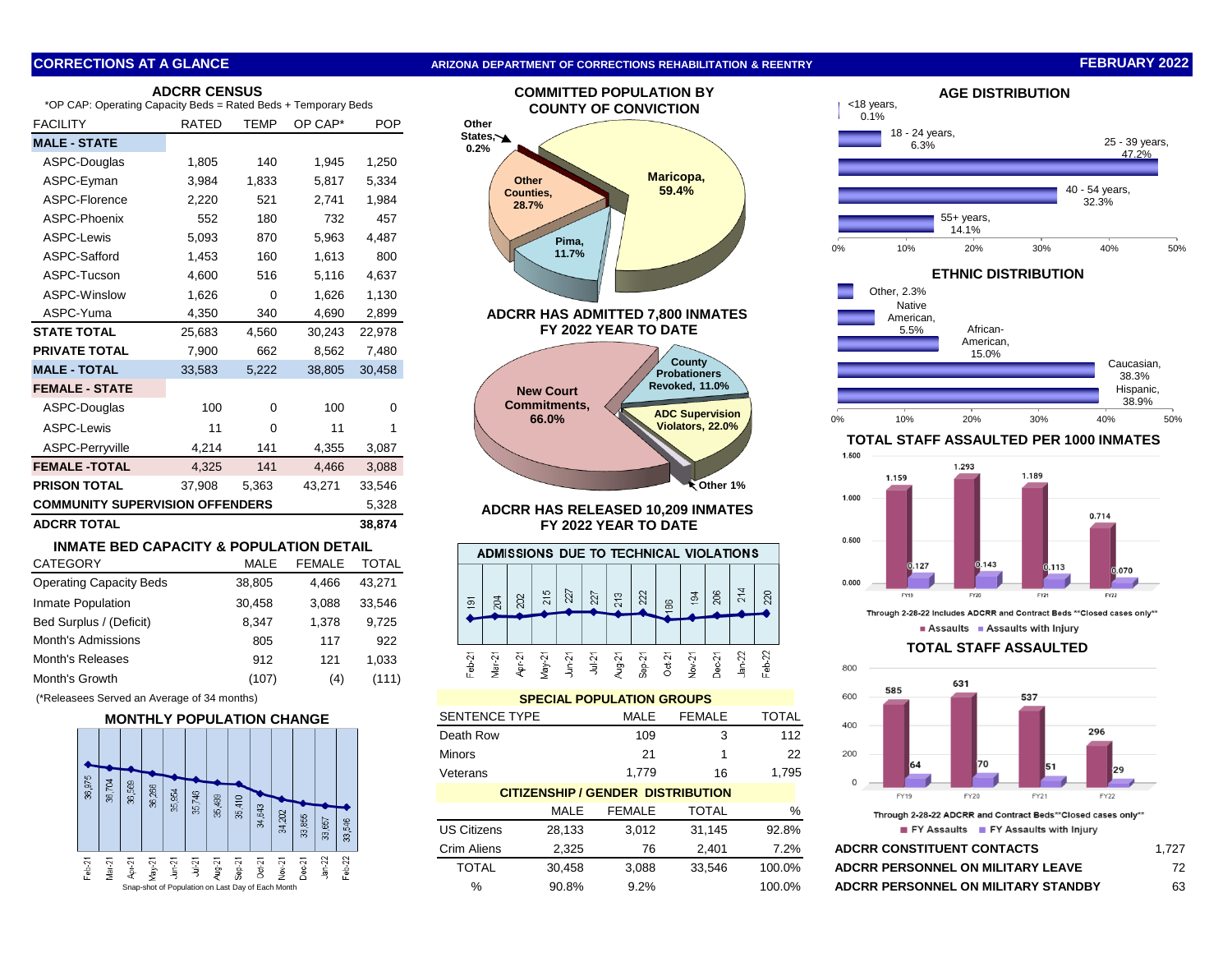# CORRECTIONS AT A GLANCE

ARIZONA DEPARTMENT OF CORRECTIONS REHABILITATION & REENTRY

FEBRUARY 2022

## ADCRR CENSUS

*OP CAP: Operating Capacity Beds = Rated Beds + Temporary Beds

| FACILITY | RATED | TEMP | OP CAP* | POP |
|---|---|---|---|---|
| **MALE - STATE** | | | | |
| ASPC-Douglas | 1,805 | 140 | 1,945 | 1,250 |
| ASPC-Eyman | 3,984 | 1,833 | 5,817 | 5,334 |
| ASPC-Florence | 2,220 | 521 | 2,741 | 1,984 |
| ASPC-Phoenix | 552 | 180 | 732 | 457 |
| ASPC-Lewis | 5,093 | 870 | 5,963 | 4,487 |
| ASPC-Safford | 1,453 | 160 | 1,613 | 800 |
| ASPC-Tucson | 4,600 | 516 | 5,116 | 4,637 |
| ASPC-Winslow | 1,626 | 0 | 1,626 | 1,130 |
| ASPC-Yuma | 4,350 | 340 | 4,690 | 2,899 |
| **STATE TOTAL** | 25,683 | 4,560 | 30,243 | 22,978 |
| **PRIVATE TOTAL** | 7,900 | 662 | 8,562 | 7,480 |
| **MALE - TOTAL** | 33,583 | 5,222 | 38,805 | 30,458 |
| **FEMALE - STATE** | | | | |
| ASPC-Douglas | 100 | 0 | 100 | 0 |
| ASPC-Lewis | 11 | 0 | 11 | 1 |
| ASPC-Perryville | 4,214 | 141 | 4,355 | 3,087 |
| **FEMALE -TOTAL** | 4,325 | 141 | 4,466 | 3,088 |
| **PRISON TOTAL** | 37,908 | 5,363 | 43,271 | 33,546 |
| **COMMUNITY SUPERVISION OFFENDERS** | | | | 5,328 |
| **ADCRR TOTAL** | | | | **38,874** |

## INMATE BED CAPACITY & POPULATION DETAIL

| CATEGORY | MALE | FEMALE | TOTAL |
|---|---|---|---|
| Operating Capacity Beds | 38,805 | 4,466 | 43,271 |
| Inmate Population | 30,458 | 3,088 | 33,546 |
| Bed Surplus / (Deficit) | 8,347 | 1,378 | 9,725 |
| Month's Admissions | 805 | 117 | 922 |
| Month's Releases | 912 | 121 | 1,033 |
| Month's Growth | (107) | (4) | (111) |

(*Releasees Served an Average of 34 months)

## MONTHLY POPULATION CHANGE

36,975, 36,704, 36,509, 36,266, 35,954, 35,748, 35,488, 35,410, 34,643, 34,202, 33,855, 33,657, 33,546

Feb-21, Mar-21, Apr-21, May-21, Jun-21, Jul-21, Aug-21, Sep-21, Oct-21, Nov-21, Dec-21, Jan-22, Feb-22

Snap-shot of Population on Last Day of Each Month

## COMMITTED POPULATION BY COUNTY OF CONVICTION

Other States, 0.2%
Other Counties, 28.7%
Maricopa, 59.4%
Pima, 11.7%

## ADCRR HAS ADMITTED 7,800 INMATES FY 2022 YEAR TO DATE

New Court Commitments, 66.0%
County Probationers Revoked, 11.0%
ADC Supervision Violators, 22.0%
Other 1%

## ADCRR HAS RELEASED 10,209 INMATES FY 2022 YEAR TO DATE

### ADMISSIONS DUE TO TECHNICAL VIOLATIONS

191, 204, 202, 215, 227, 227, 213, 222, 186, 194, 206, 214, 220

Feb-21, Mar-21, Apr-21, May-21, Jun-21, Jul-21, Aug-21, Sep-21, Oct-21, Nov-21, Dec-21, Jan-22, Feb-22

### SPECIAL POPULATION GROUPS

| SENTENCE TYPE | MALE | FEMALE | TOTAL |
|---|---|---|---|
| Death Row | 109 | 3 | 112 |
| Minors | 21 | 1 | 22 |
| Veterans | 1,779 | 16 | 1,795 |

### CITIZENSHIP / GENDER DISTRIBUTION

| | MALE | FEMALE | TOTAL | % |
|---|---|---|---|---|
| US Citizens | 28,133 | 3,012 | 31,145 | 92.8% |
| Crim Aliens | 2,325 | 76 | 2,401 | 7.2% |
| TOTAL | 30,458 | 3,088 | 33,546 | 100.0% |
| % | 90.8% | 9.2% | | 100.0% |

## AGE DISTRIBUTION

<18 years, 0.1%
18 - 24 years, 6.3%
25 - 39 years, 47.2%
40 - 54 years, 32.3%
55+ years, 14.1%

0% 10% 20% 30% 40% 50%

## ETHNIC DISTRIBUTION

Other, 2.3%
Native American, 5.5%
African-American, 15.0%
Caucasian, 38.3%
Hispanic, 38.9%

0% 10% 20% 30% 40% 50%

## TOTAL STAFF ASSAULTED PER 1000 INMATES

FY19: 1.159, 0.127
FY20: 1.293, 0.143
FY21: 1.189, 0.113
FY22: 0.714, 0.070

Through 2-28-22 Includes ADCRR and Contract Beds **Closed cases only**

Assaults ■ Assaults with Injury

## TOTAL STAFF ASSAULTED

FY19: 585, 64
FY20: 631, 70
FY21: 537, 51
FY22: 296, 29

Through 2-28-22 ADCRR and Contract Beds**Closed cases only**

FY Assaults ■ FY Assaults with Injury

| | |
|---|---|
| **ADCRR CONSTITUENT CONTACTS** | 1,727 |
| **ADCRR PERSONNEL ON MILITARY LEAVE** | 72 |
| **ADCRR PERSONNEL ON MILITARY STANDBY** | 63 |